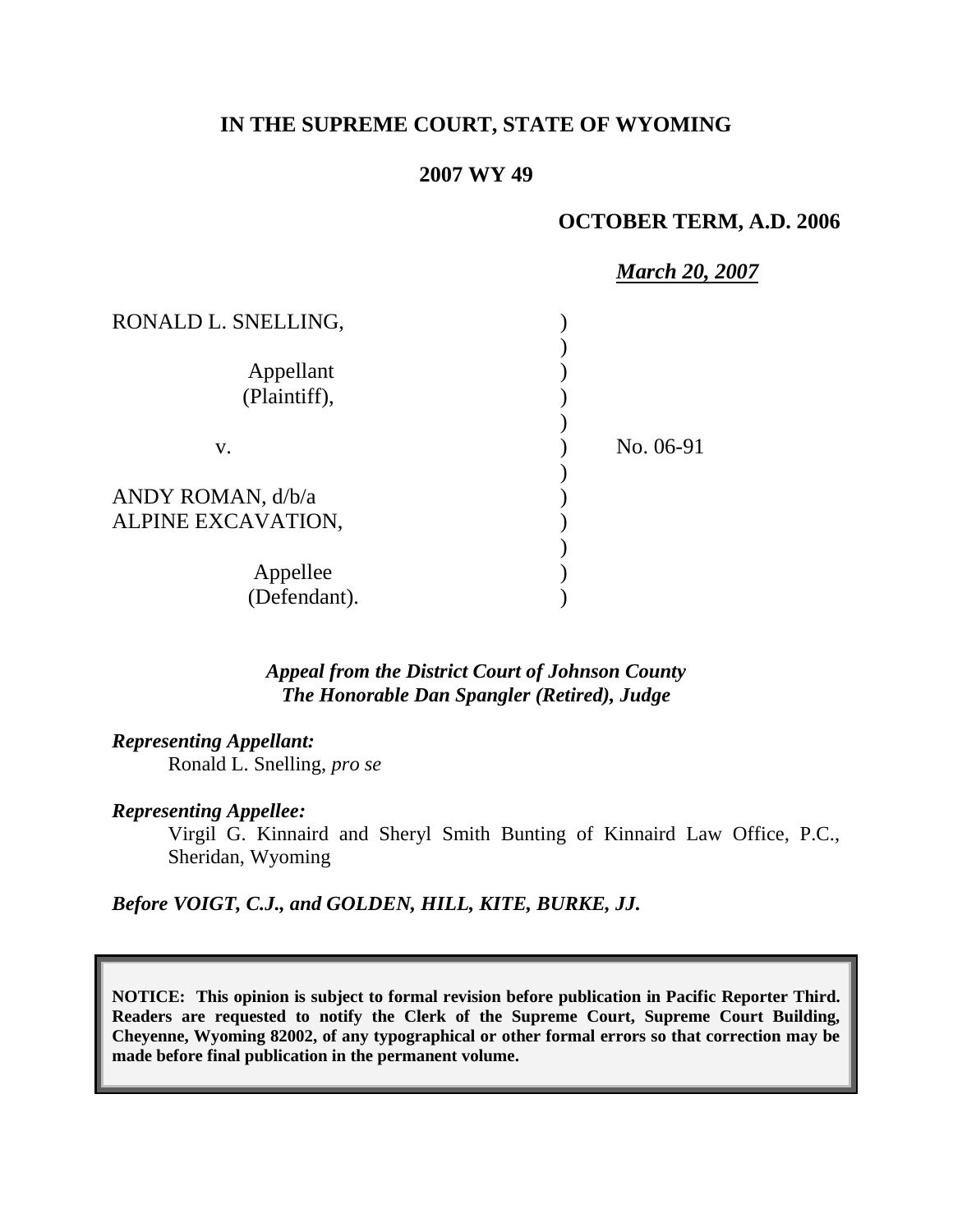**IN THE SUPREME COURT, STATE OF WYOMING**

**2007 WY 49**

**OCTOBER TERM, A.D. 2006**

***March 20, 2007***

| | | |
|---|---|---|
| RONALD L. SNELLING, | ) | |
| | ) | |
| Appellant | ) | |
| (Plaintiff), | ) | |
| | ) | |
| v. | ) | No. 06-91 |
| | ) | |
| ANDY ROMAN, d/b/a | ) | |
| ALPINE EXCAVATION, | ) | |
| | ) | |
| Appellee | ) | |
| (Defendant). | ) | |

***Appeal from the District Court of Johnson County***
***The Honorable Dan Spangler (Retired), Judge***

***Representing Appellant:***
Ronald L. Snelling, *pro se*

***Representing Appellee:***
Virgil G. Kinnaird and Sheryl Smith Bunting of Kinnaird Law Office, P.C., Sheridan, Wyoming

***Before VOIGT, C.J., and GOLDEN, HILL, KITE, BURKE, JJ.***

**NOTICE: This opinion is subject to formal revision before publication in Pacific Reporter Third. Readers are requested to notify the Clerk of the Supreme Court, Supreme Court Building, Cheyenne, Wyoming 82002, of any typographical or other formal errors so that correction may be made before final publication in the permanent volume.**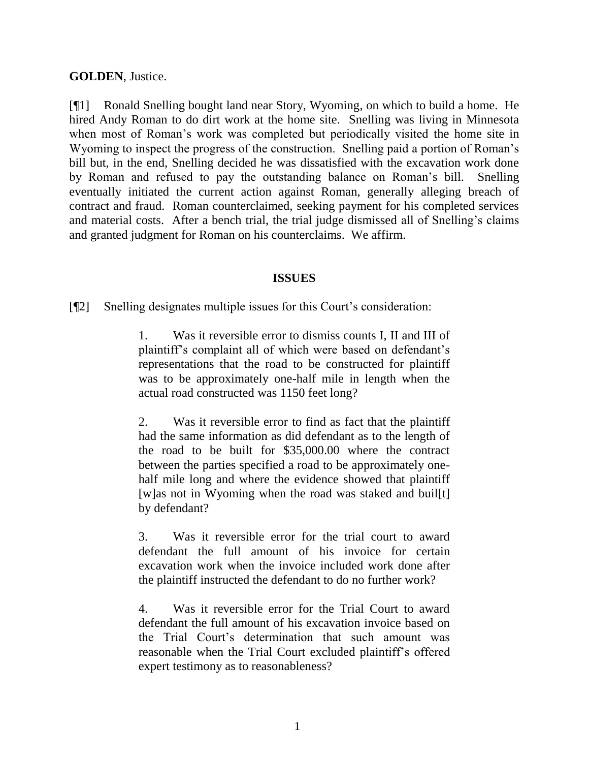**GOLDEN**, Justice.

[¶1] Ronald Snelling bought land near Story, Wyoming, on which to build a home. He hired Andy Roman to do dirt work at the home site. Snelling was living in Minnesota when most of Roman's work was completed but periodically visited the home site in Wyoming to inspect the progress of the construction. Snelling paid a portion of Roman's bill but, in the end, Snelling decided he was dissatisfied with the excavation work done by Roman and refused to pay the outstanding balance on Roman's bill. Snelling eventually initiated the current action against Roman, generally alleging breach of contract and fraud. Roman counterclaimed, seeking payment for his completed services and material costs. After a bench trial, the trial judge dismissed all of Snelling's claims and granted judgment for Roman on his counterclaims. We affirm.

## ISSUES

[¶2] Snelling designates multiple issues for this Court's consideration:

> 1. Was it reversible error to dismiss counts I, II and III of plaintiff's complaint all of which were based on defendant's representations that the road to be constructed for plaintiff was to be approximately one-half mile in length when the actual road constructed was 1150 feet long?
>
> 2. Was it reversible error to find as fact that the plaintiff had the same information as did defendant as to the length of the road to be built for $35,000.00 where the contract between the parties specified a road to be approximately one-half mile long and where the evidence showed that plaintiff [w]as not in Wyoming when the road was staked and buil[t] by defendant?
>
> 3. Was it reversible error for the trial court to award defendant the full amount of his invoice for certain excavation work when the invoice included work done after the plaintiff instructed the defendant to do no further work?
>
> 4. Was it reversible error for the Trial Court to award defendant the full amount of his excavation invoice based on the Trial Court's determination that such amount was reasonable when the Trial Court excluded plaintiff's offered expert testimony as to reasonableness?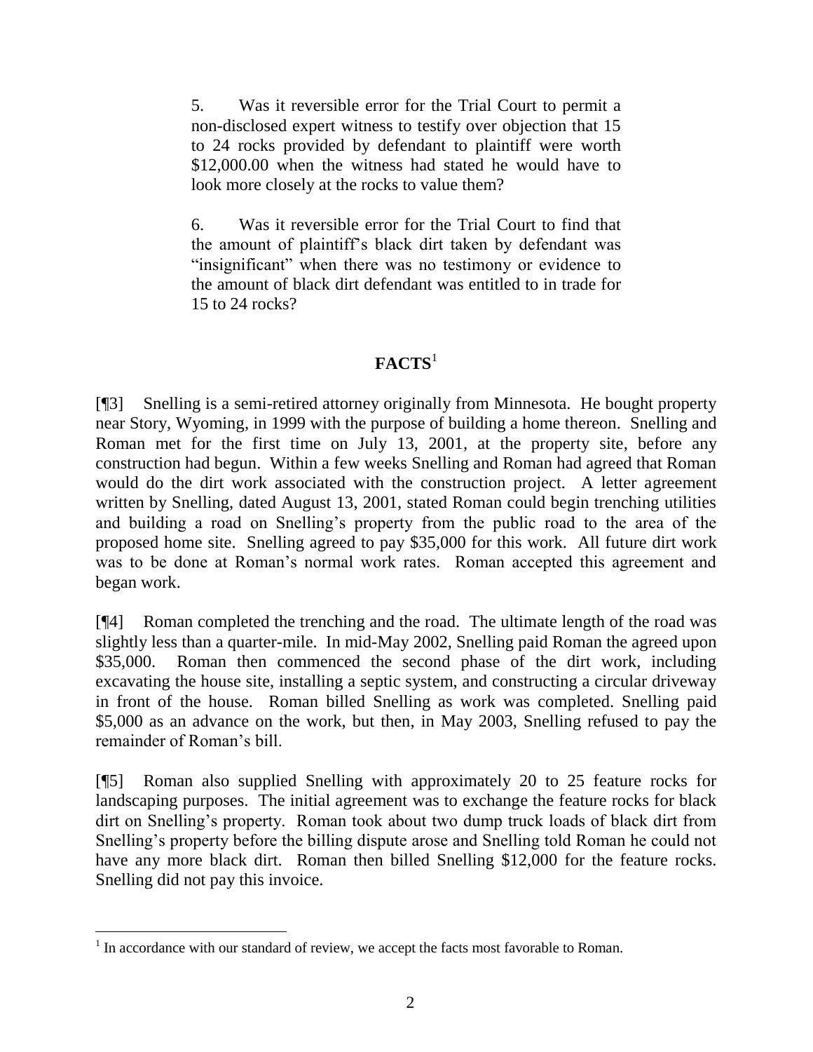5. Was it reversible error for the Trial Court to permit a non-disclosed expert witness to testify over objection that 15 to 24 rocks provided by defendant to plaintiff were worth $12,000.00 when the witness had stated he would have to look more closely at the rocks to value them?

6. Was it reversible error for the Trial Court to find that the amount of plaintiff's black dirt taken by defendant was "insignificant" when there was no testimony or evidence to the amount of black dirt defendant was entitled to in trade for 15 to 24 rocks?

## FACTS[1]

[¶3] Snelling is a semi-retired attorney originally from Minnesota. He bought property near Story, Wyoming, in 1999 with the purpose of building a home thereon. Snelling and Roman met for the first time on July 13, 2001, at the property site, before any construction had begun. Within a few weeks Snelling and Roman had agreed that Roman would do the dirt work associated with the construction project. A letter agreement written by Snelling, dated August 13, 2001, stated Roman could begin trenching utilities and building a road on Snelling's property from the public road to the area of the proposed home site. Snelling agreed to pay $35,000 for this work. All future dirt work was to be done at Roman's normal work rates. Roman accepted this agreement and began work.

[¶4] Roman completed the trenching and the road. The ultimate length of the road was slightly less than a quarter-mile. In mid-May 2002, Snelling paid Roman the agreed upon $35,000. Roman then commenced the second phase of the dirt work, including excavating the house site, installing a septic system, and constructing a circular driveway in front of the house. Roman billed Snelling as work was completed. Snelling paid $5,000 as an advance on the work, but then, in May 2003, Snelling refused to pay the remainder of Roman's bill.

[¶5] Roman also supplied Snelling with approximately 20 to 25 feature rocks for landscaping purposes. The initial agreement was to exchange the feature rocks for black dirt on Snelling's property. Roman took about two dump truck loads of black dirt from Snelling's property before the billing dispute arose and Snelling told Roman he could not have any more black dirt. Roman then billed Snelling $12,000 for the feature rocks. Snelling did not pay this invoice.

---

[1] In accordance with our standard of review, we accept the facts most favorable to Roman.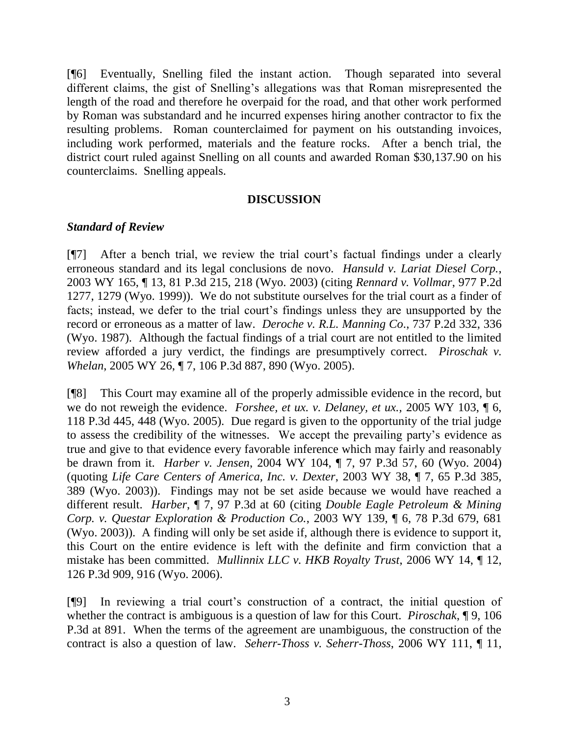[¶6] Eventually, Snelling filed the instant action. Though separated into several different claims, the gist of Snelling's allegations was that Roman misrepresented the length of the road and therefore he overpaid for the road, and that other work performed by Roman was substandard and he incurred expenses hiring another contractor to fix the resulting problems. Roman counterclaimed for payment on his outstanding invoices, including work performed, materials and the feature rocks. After a bench trial, the district court ruled against Snelling on all counts and awarded Roman $30,137.90 on his counterclaims. Snelling appeals.

## DISCUSSION

### *Standard of Review*

[¶7] After a bench trial, we review the trial court's factual findings under a clearly erroneous standard and its legal conclusions de novo. *Hansuld v. Lariat Diesel Corp.*, 2003 WY 165, ¶ 13, 81 P.3d 215, 218 (Wyo. 2003) (citing *Rennard v. Vollmar*, 977 P.2d 1277, 1279 (Wyo. 1999)). We do not substitute ourselves for the trial court as a finder of facts; instead, we defer to the trial court's findings unless they are unsupported by the record or erroneous as a matter of law. *Deroche v. R.L. Manning Co*., 737 P.2d 332, 336 (Wyo. 1987). Although the factual findings of a trial court are not entitled to the limited review afforded a jury verdict, the findings are presumptively correct. *Piroschak v. Whelan*, 2005 WY 26, ¶ 7, 106 P.3d 887, 890 (Wyo. 2005).

[¶8] This Court may examine all of the properly admissible evidence in the record, but we do not reweigh the evidence. *Forshee, et ux. v. Delaney, et ux.*, 2005 WY 103, ¶ 6, 118 P.3d 445, 448 (Wyo. 2005). Due regard is given to the opportunity of the trial judge to assess the credibility of the witnesses. We accept the prevailing party's evidence as true and give to that evidence every favorable inference which may fairly and reasonably be drawn from it. *Harber v. Jensen*, 2004 WY 104, ¶ 7, 97 P.3d 57, 60 (Wyo. 2004) (quoting *Life Care Centers of America, Inc. v. Dexter*, 2003 WY 38, ¶ 7, 65 P.3d 385, 389 (Wyo. 2003)). Findings may not be set aside because we would have reached a different result. *Harber*, ¶ 7, 97 P.3d at 60 (citing *Double Eagle Petroleum & Mining Corp. v. Questar Exploration & Production Co.*, 2003 WY 139, ¶ 6, 78 P.3d 679, 681 (Wyo. 2003)). A finding will only be set aside if, although there is evidence to support it, this Court on the entire evidence is left with the definite and firm conviction that a mistake has been committed. *Mullinnix LLC v. HKB Royalty Trust*, 2006 WY 14, ¶ 12, 126 P.3d 909, 916 (Wyo. 2006).

[¶9] In reviewing a trial court's construction of a contract, the initial question of whether the contract is ambiguous is a question of law for this Court. *Piroschak*, ¶ 9, 106 P.3d at 891. When the terms of the agreement are unambiguous, the construction of the contract is also a question of law. *Seherr-Thoss v. Seherr-Thoss*, 2006 WY 111, ¶ 11,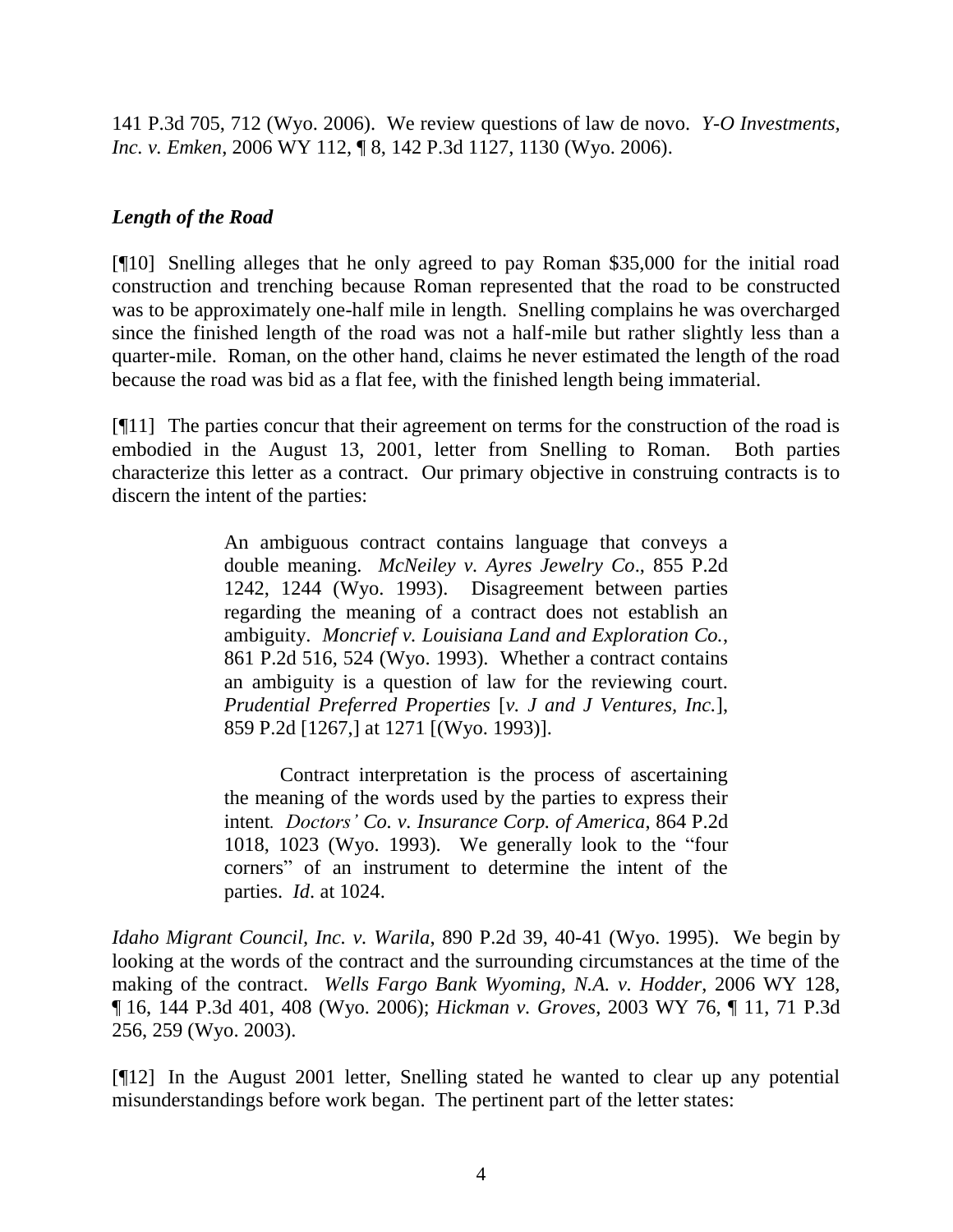141 P.3d 705, 712 (Wyo. 2006). We review questions of law de novo. *Y-O Investments, Inc. v. Emken*, 2006 WY 112, ¶ 8, 142 P.3d 1127, 1130 (Wyo. 2006).

### *Length of the Road*

[¶10] Snelling alleges that he only agreed to pay Roman $35,000 for the initial road construction and trenching because Roman represented that the road to be constructed was to be approximately one-half mile in length. Snelling complains he was overcharged since the finished length of the road was not a half-mile but rather slightly less than a quarter-mile. Roman, on the other hand, claims he never estimated the length of the road because the road was bid as a flat fee, with the finished length being immaterial.

[¶11] The parties concur that their agreement on terms for the construction of the road is embodied in the August 13, 2001, letter from Snelling to Roman. Both parties characterize this letter as a contract. Our primary objective in construing contracts is to discern the intent of the parties:

> An ambiguous contract contains language that conveys a double meaning. *McNeiley v. Ayres Jewelry Co*., 855 P.2d 1242, 1244 (Wyo. 1993). Disagreement between parties regarding the meaning of a contract does not establish an ambiguity. *Moncrief v. Louisiana Land and Exploration Co.*, 861 P.2d 516, 524 (Wyo. 1993). Whether a contract contains an ambiguity is a question of law for the reviewing court. *Prudential Preferred Properties* [*v. J and J Ventures, Inc.*], 859 P.2d [1267,] at 1271 [(Wyo. 1993)].
>
> Contract interpretation is the process of ascertaining the meaning of the words used by the parties to express their intent*. Doctors' Co. v. Insurance Corp. of America*, 864 P.2d 1018, 1023 (Wyo. 1993). We generally look to the "four corners" of an instrument to determine the intent of the parties. *Id*. at 1024.

*Idaho Migrant Council, Inc. v. Warila*, 890 P.2d 39, 40-41 (Wyo. 1995). We begin by looking at the words of the contract and the surrounding circumstances at the time of the making of the contract. *Wells Fargo Bank Wyoming, N.A. v. Hodder*, 2006 WY 128, ¶ 16, 144 P.3d 401, 408 (Wyo. 2006); *Hickman v. Groves*, 2003 WY 76, ¶ 11, 71 P.3d 256, 259 (Wyo. 2003).

[¶12] In the August 2001 letter, Snelling stated he wanted to clear up any potential misunderstandings before work began. The pertinent part of the letter states: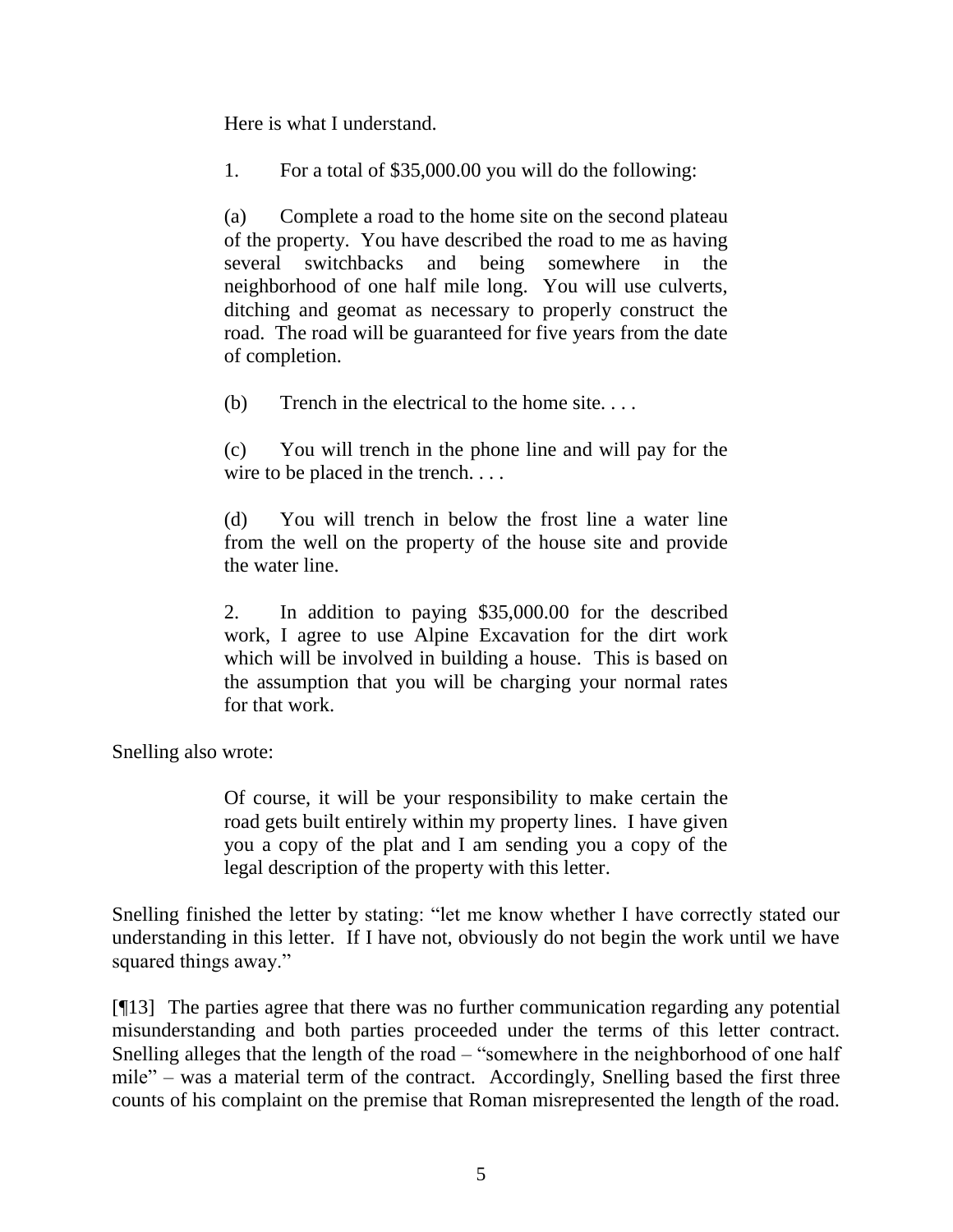> Here is what I understand.
>
> 1. For a total of $35,000.00 you will do the following:
>
> (a) Complete a road to the home site on the second plateau of the property. You have described the road to me as having several switchbacks and being somewhere in the neighborhood of one half mile long. You will use culverts, ditching and geomat as necessary to properly construct the road. The road will be guaranteed for five years from the date of completion.
>
> (b) Trench in the electrical to the home site. . . .
>
> (c) You will trench in the phone line and will pay for the wire to be placed in the trench. . . .
>
> (d) You will trench in below the frost line a water line from the well on the property of the house site and provide the water line.
>
> 2. In addition to paying $35,000.00 for the described work, I agree to use Alpine Excavation for the dirt work which will be involved in building a house. This is based on the assumption that you will be charging your normal rates for that work.

Snelling also wrote:

> Of course, it will be your responsibility to make certain the road gets built entirely within my property lines. I have given you a copy of the plat and I am sending you a copy of the legal description of the property with this letter.

Snelling finished the letter by stating: "let me know whether I have correctly stated our understanding in this letter. If I have not, obviously do not begin the work until we have squared things away."

[¶13] The parties agree that there was no further communication regarding any potential misunderstanding and both parties proceeded under the terms of this letter contract. Snelling alleges that the length of the road – "somewhere in the neighborhood of one half mile" – was a material term of the contract. Accordingly, Snelling based the first three counts of his complaint on the premise that Roman misrepresented the length of the road.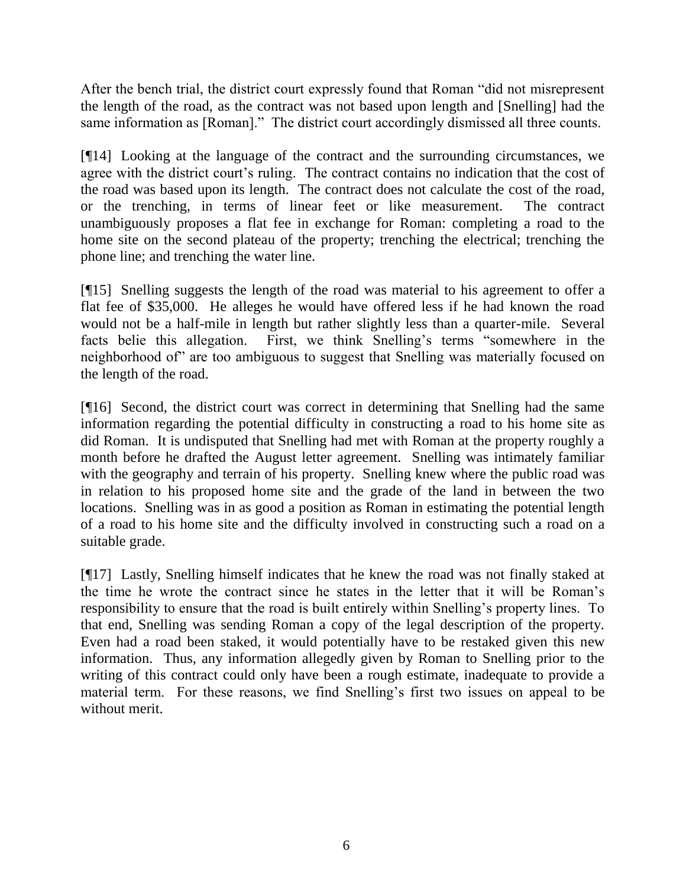After the bench trial, the district court expressly found that Roman "did not misrepresent the length of the road, as the contract was not based upon length and [Snelling] had the same information as [Roman]." The district court accordingly dismissed all three counts.

[¶14] Looking at the language of the contract and the surrounding circumstances, we agree with the district court's ruling. The contract contains no indication that the cost of the road was based upon its length. The contract does not calculate the cost of the road, or the trenching, in terms of linear feet or like measurement. The contract unambiguously proposes a flat fee in exchange for Roman: completing a road to the home site on the second plateau of the property; trenching the electrical; trenching the phone line; and trenching the water line.

[¶15] Snelling suggests the length of the road was material to his agreement to offer a flat fee of $35,000. He alleges he would have offered less if he had known the road would not be a half-mile in length but rather slightly less than a quarter-mile. Several facts belie this allegation. First, we think Snelling's terms "somewhere in the neighborhood of" are too ambiguous to suggest that Snelling was materially focused on the length of the road.

[¶16] Second, the district court was correct in determining that Snelling had the same information regarding the potential difficulty in constructing a road to his home site as did Roman. It is undisputed that Snelling had met with Roman at the property roughly a month before he drafted the August letter agreement. Snelling was intimately familiar with the geography and terrain of his property. Snelling knew where the public road was in relation to his proposed home site and the grade of the land in between the two locations. Snelling was in as good a position as Roman in estimating the potential length of a road to his home site and the difficulty involved in constructing such a road on a suitable grade.

[¶17] Lastly, Snelling himself indicates that he knew the road was not finally staked at the time he wrote the contract since he states in the letter that it will be Roman's responsibility to ensure that the road is built entirely within Snelling's property lines. To that end, Snelling was sending Roman a copy of the legal description of the property. Even had a road been staked, it would potentially have to be restaked given this new information. Thus, any information allegedly given by Roman to Snelling prior to the writing of this contract could only have been a rough estimate, inadequate to provide a material term. For these reasons, we find Snelling's first two issues on appeal to be without merit.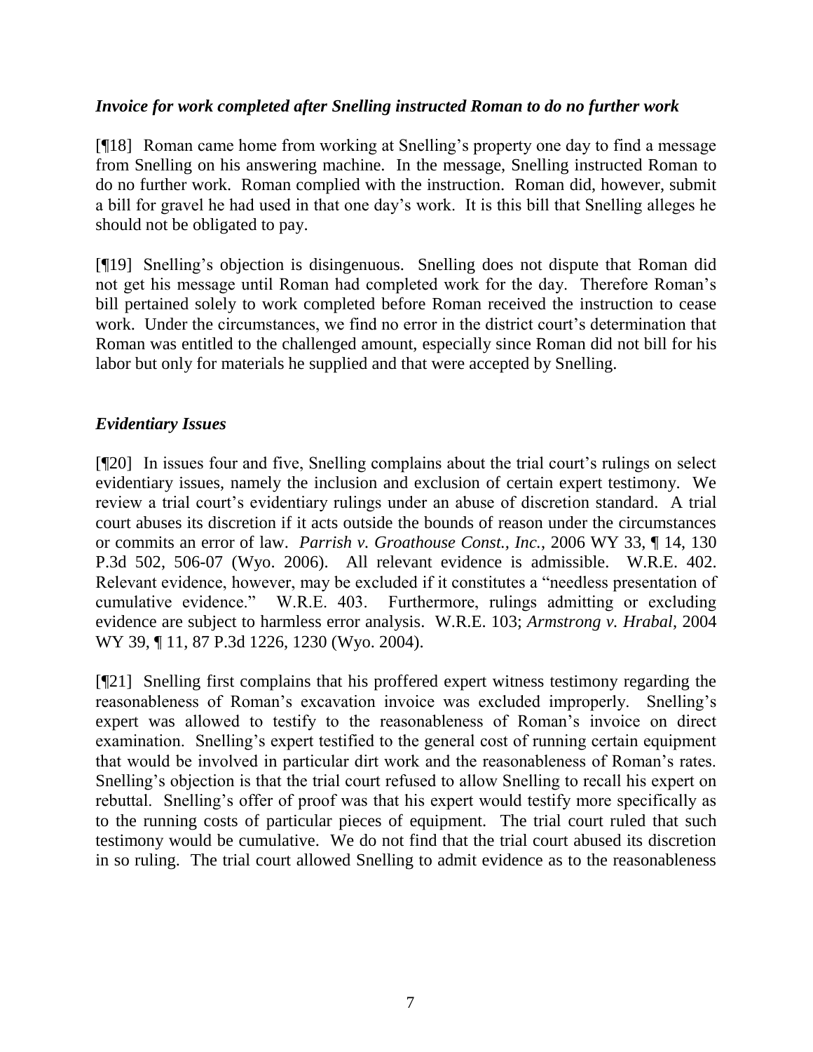### *Invoice for work completed after Snelling instructed Roman to do no further work*

[¶18] Roman came home from working at Snelling's property one day to find a message from Snelling on his answering machine. In the message, Snelling instructed Roman to do no further work. Roman complied with the instruction. Roman did, however, submit a bill for gravel he had used in that one day's work. It is this bill that Snelling alleges he should not be obligated to pay.

[¶19] Snelling's objection is disingenuous. Snelling does not dispute that Roman did not get his message until Roman had completed work for the day. Therefore Roman's bill pertained solely to work completed before Roman received the instruction to cease work. Under the circumstances, we find no error in the district court's determination that Roman was entitled to the challenged amount, especially since Roman did not bill for his labor but only for materials he supplied and that were accepted by Snelling.

### *Evidentiary Issues*

[¶20] In issues four and five, Snelling complains about the trial court's rulings on select evidentiary issues, namely the inclusion and exclusion of certain expert testimony. We review a trial court's evidentiary rulings under an abuse of discretion standard. A trial court abuses its discretion if it acts outside the bounds of reason under the circumstances or commits an error of law. *Parrish v. Groathouse Const., Inc.*, 2006 WY 33, ¶ 14, 130 P.3d 502, 506-07 (Wyo. 2006). All relevant evidence is admissible. W.R.E. 402. Relevant evidence, however, may be excluded if it constitutes a "needless presentation of cumulative evidence." W.R.E. 403. Furthermore, rulings admitting or excluding evidence are subject to harmless error analysis. W.R.E. 103; *Armstrong v. Hrabal*, 2004 WY 39, ¶ 11, 87 P.3d 1226, 1230 (Wyo. 2004).

[¶21] Snelling first complains that his proffered expert witness testimony regarding the reasonableness of Roman's excavation invoice was excluded improperly. Snelling's expert was allowed to testify to the reasonableness of Roman's invoice on direct examination. Snelling's expert testified to the general cost of running certain equipment that would be involved in particular dirt work and the reasonableness of Roman's rates. Snelling's objection is that the trial court refused to allow Snelling to recall his expert on rebuttal. Snelling's offer of proof was that his expert would testify more specifically as to the running costs of particular pieces of equipment. The trial court ruled that such testimony would be cumulative. We do not find that the trial court abused its discretion in so ruling. The trial court allowed Snelling to admit evidence as to the reasonableness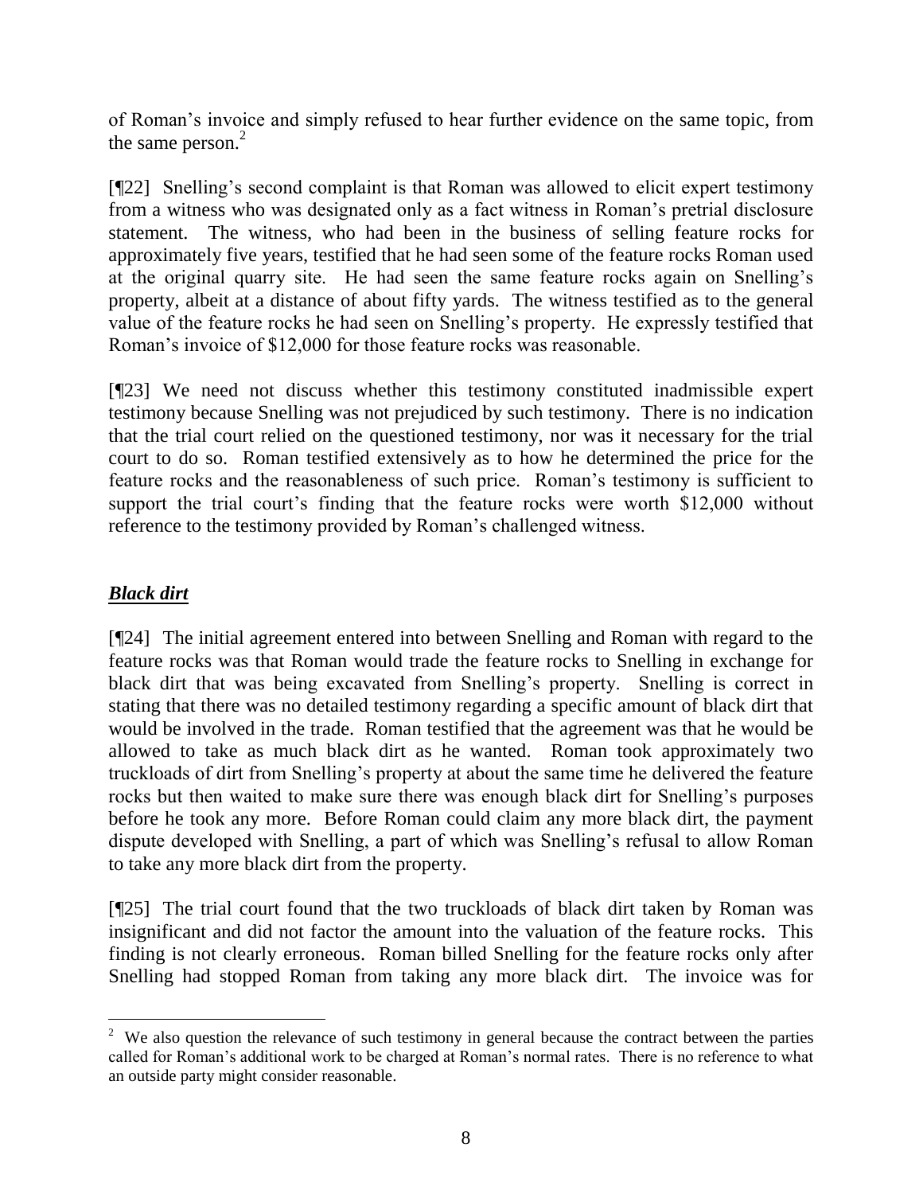of Roman's invoice and simply refused to hear further evidence on the same topic, from the same person.[2]

[¶22] Snelling's second complaint is that Roman was allowed to elicit expert testimony from a witness who was designated only as a fact witness in Roman's pretrial disclosure statement. The witness, who had been in the business of selling feature rocks for approximately five years, testified that he had seen some of the feature rocks Roman used at the original quarry site. He had seen the same feature rocks again on Snelling's property, albeit at a distance of about fifty yards. The witness testified as to the general value of the feature rocks he had seen on Snelling's property. He expressly testified that Roman's invoice of $12,000 for those feature rocks was reasonable.

[¶23] We need not discuss whether this testimony constituted inadmissible expert testimony because Snelling was not prejudiced by such testimony. There is no indication that the trial court relied on the questioned testimony, nor was it necessary for the trial court to do so. Roman testified extensively as to how he determined the price for the feature rocks and the reasonableness of such price. Roman's testimony is sufficient to support the trial court's finding that the feature rocks were worth $12,000 without reference to the testimony provided by Roman's challenged witness.

***Black dirt***

[¶24] The initial agreement entered into between Snelling and Roman with regard to the feature rocks was that Roman would trade the feature rocks to Snelling in exchange for black dirt that was being excavated from Snelling's property. Snelling is correct in stating that there was no detailed testimony regarding a specific amount of black dirt that would be involved in the trade. Roman testified that the agreement was that he would be allowed to take as much black dirt as he wanted. Roman took approximately two truckloads of dirt from Snelling's property at about the same time he delivered the feature rocks but then waited to make sure there was enough black dirt for Snelling's purposes before he took any more. Before Roman could claim any more black dirt, the payment dispute developed with Snelling, a part of which was Snelling's refusal to allow Roman to take any more black dirt from the property.

[¶25] The trial court found that the two truckloads of black dirt taken by Roman was insignificant and did not factor the amount into the valuation of the feature rocks. This finding is not clearly erroneous. Roman billed Snelling for the feature rocks only after Snelling had stopped Roman from taking any more black dirt. The invoice was for

[2] We also question the relevance of such testimony in general because the contract between the parties called for Roman's additional work to be charged at Roman's normal rates. There is no reference to what an outside party might consider reasonable.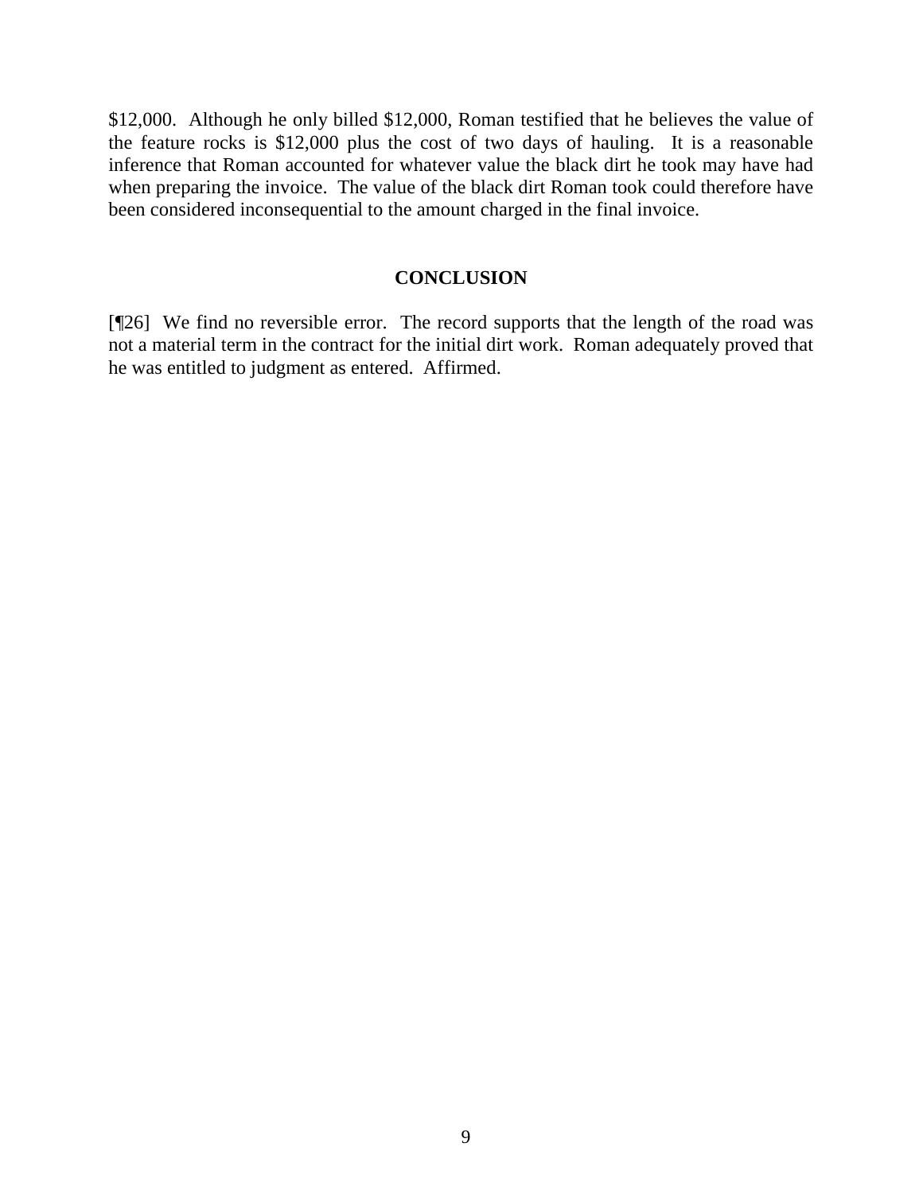$12,000. Although he only billed $12,000, Roman testified that he believes the value of the feature rocks is $12,000 plus the cost of two days of hauling. It is a reasonable inference that Roman accounted for whatever value the black dirt he took may have had when preparing the invoice. The value of the black dirt Roman took could therefore have been considered inconsequential to the amount charged in the final invoice.

## CONCLUSION

[¶26] We find no reversible error. The record supports that the length of the road was not a material term in the contract for the initial dirt work. Roman adequately proved that he was entitled to judgment as entered. Affirmed.